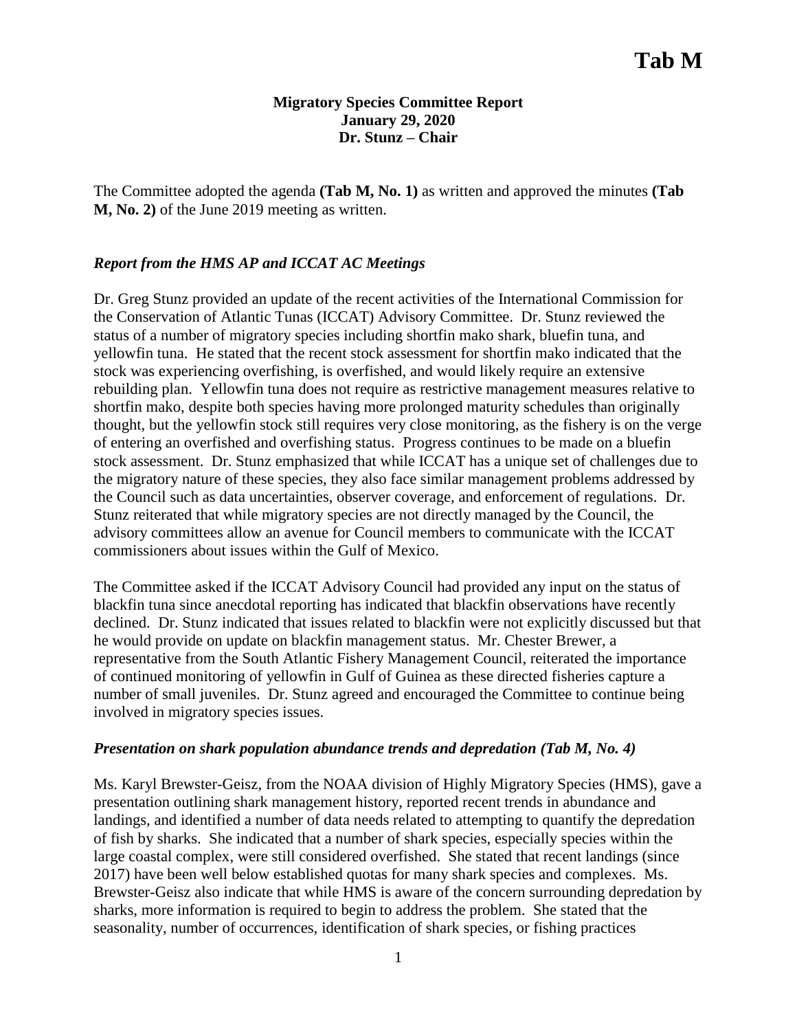# Tab M

**Migratory Species Committee Report**
**January 29, 2020**
**Dr. Stunz – Chair**

The Committee adopted the agenda **(Tab M, No. 1)** as written and approved the minutes **(Tab M, No. 2)** of the June 2019 meeting as written.

### *Report from the HMS AP and ICCAT AC Meetings*

Dr. Greg Stunz provided an update of the recent activities of the International Commission for the Conservation of Atlantic Tunas (ICCAT) Advisory Committee. Dr. Stunz reviewed the status of a number of migratory species including shortfin mako shark, bluefin tuna, and yellowfin tuna. He stated that the recent stock assessment for shortfin mako indicated that the stock was experiencing overfishing, is overfished, and would likely require an extensive rebuilding plan. Yellowfin tuna does not require as restrictive management measures relative to shortfin mako, despite both species having more prolonged maturity schedules than originally thought, but the yellowfin stock still requires very close monitoring, as the fishery is on the verge of entering an overfished and overfishing status. Progress continues to be made on a bluefin stock assessment. Dr. Stunz emphasized that while ICCAT has a unique set of challenges due to the migratory nature of these species, they also face similar management problems addressed by the Council such as data uncertainties, observer coverage, and enforcement of regulations. Dr. Stunz reiterated that while migratory species are not directly managed by the Council, the advisory committees allow an avenue for Council members to communicate with the ICCAT commissioners about issues within the Gulf of Mexico.

The Committee asked if the ICCAT Advisory Council had provided any input on the status of blackfin tuna since anecdotal reporting has indicated that blackfin observations have recently declined. Dr. Stunz indicated that issues related to blackfin were not explicitly discussed but that he would provide on update on blackfin management status. Mr. Chester Brewer, a representative from the South Atlantic Fishery Management Council, reiterated the importance of continued monitoring of yellowfin in Gulf of Guinea as these directed fisheries capture a number of small juveniles. Dr. Stunz agreed and encouraged the Committee to continue being involved in migratory species issues.

### *Presentation on shark population abundance trends and depredation (Tab M, No. 4)*

Ms. Karyl Brewster-Geisz, from the NOAA division of Highly Migratory Species (HMS), gave a presentation outlining shark management history, reported recent trends in abundance and landings, and identified a number of data needs related to attempting to quantify the depredation of fish by sharks. She indicated that a number of shark species, especially species within the large coastal complex, were still considered overfished. She stated that recent landings (since 2017) have been well below established quotas for many shark species and complexes. Ms. Brewster-Geisz also indicate that while HMS is aware of the concern surrounding depredation by sharks, more information is required to begin to address the problem. She stated that the seasonality, number of occurrences, identification of shark species, or fishing practices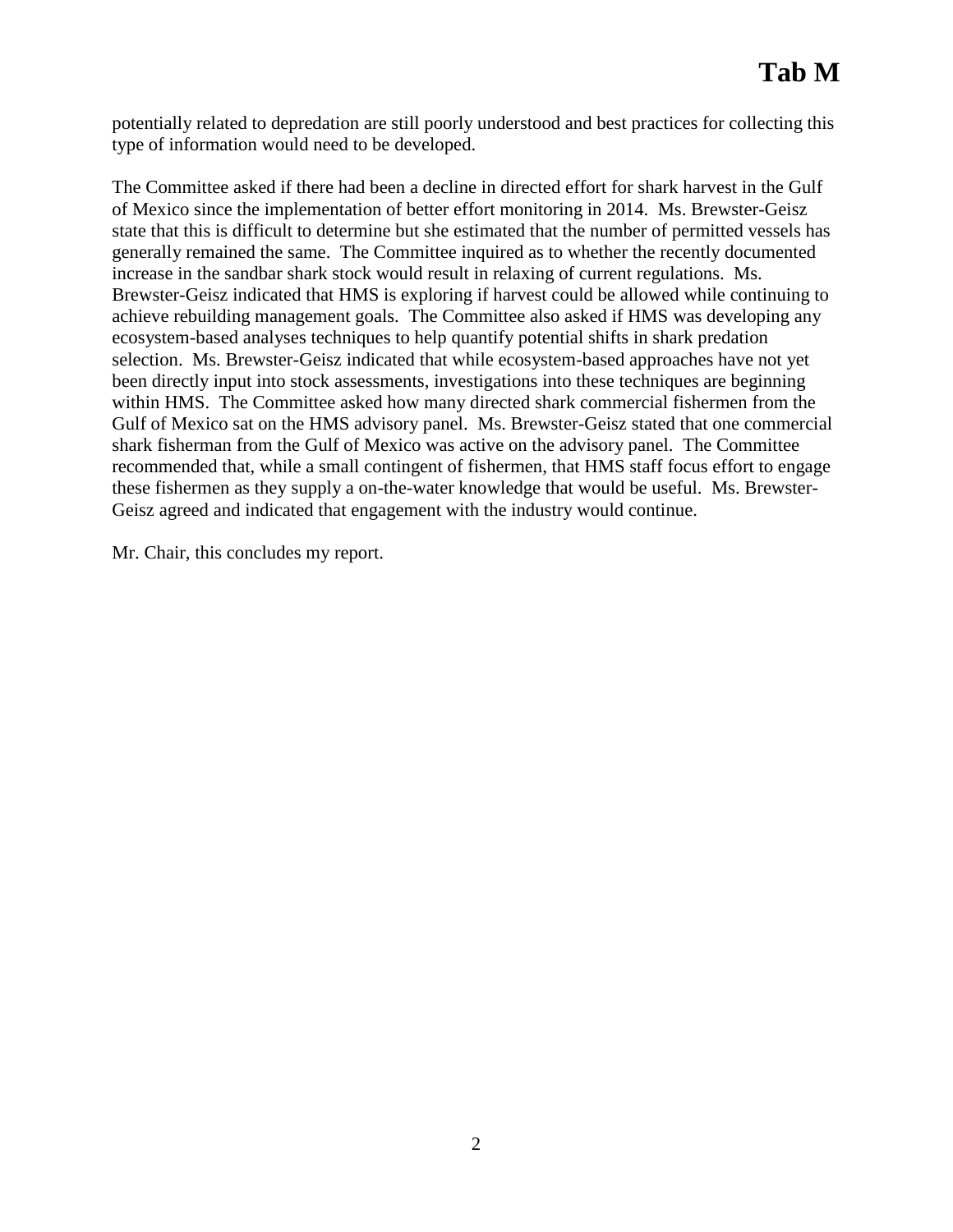potentially related to depredation are still poorly understood and best practices for collecting this type of information would need to be developed.

The Committee asked if there had been a decline in directed effort for shark harvest in the Gulf of Mexico since the implementation of better effort monitoring in 2014. Ms. Brewster-Geisz state that this is difficult to determine but she estimated that the number of permitted vessels has generally remained the same. The Committee inquired as to whether the recently documented increase in the sandbar shark stock would result in relaxing of current regulations. Ms. Brewster-Geisz indicated that HMS is exploring if harvest could be allowed while continuing to achieve rebuilding management goals. The Committee also asked if HMS was developing any ecosystem-based analyses techniques to help quantify potential shifts in shark predation selection. Ms. Brewster-Geisz indicated that while ecosystem-based approaches have not yet been directly input into stock assessments, investigations into these techniques are beginning within HMS. The Committee asked how many directed shark commercial fishermen from the Gulf of Mexico sat on the HMS advisory panel. Ms. Brewster-Geisz stated that one commercial shark fisherman from the Gulf of Mexico was active on the advisory panel. The Committee recommended that, while a small contingent of fishermen, that HMS staff focus effort to engage these fishermen as they supply a on-the-water knowledge that would be useful. Ms. Brewster-Geisz agreed and indicated that engagement with the industry would continue.

Mr. Chair, this concludes my report.